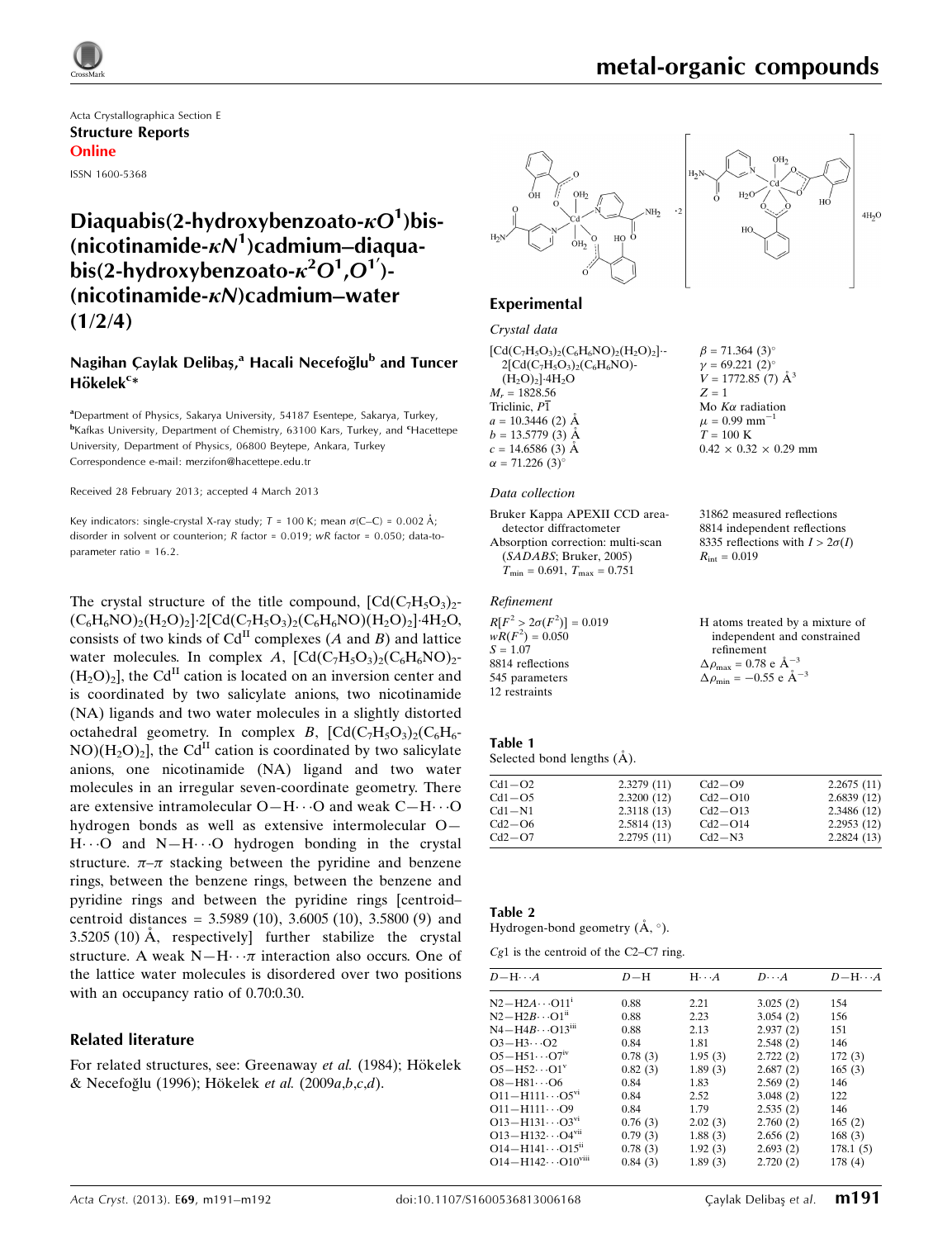Acta Crystallographica Section E
**Structure Reports**
**Online**

ISSN 1600-5368

# Diaquabis(2-hydroxybenzoato-$\kappa O^1$)bis(nicotinamide-$\kappa N^1$)cadmium–diaquabis(2-hydroxybenzoato-$\kappa^2 O^1,O^{1'}$)(nicotinamide-$\kappa N$)cadmium–water (1/2/4)

**Nagihan Çaylak Delibaş,[a] Hacali Necefoğlu[b] and Tuncer Hökelek[c]***

[a]Department of Physics, Sakarya University, 54187 Esentepe, Sakarya, Turkey, [b]Kafkas University, Department of Chemistry, 63100 Kars, Turkey, and [c]Hacettepe University, Department of Physics, 06800 Beytepe, Ankara, Turkey
Correspondence e-mail: merzifon@hacettepe.edu.tr

Received 28 February 2013; accepted 4 March 2013

Key indicators: single-crystal X-ray study; $T$ = 100 K; mean $\sigma$(C–C) = 0.002 Å; disorder in solvent or counterion; $R$ factor = 0.019; $wR$ factor = 0.050; data-to-parameter ratio = 16.2.

The crystal structure of the title compound, $[Cd(C_7H_5O_3)_2(C_6H_6NO)_2(H_2O)_2]\cdot2[Cd(C_7H_5O_3)_2(C_6H_6NO)(H_2O)_2]\cdot4H_2O$, consists of two kinds of $Cd^{II}$ complexes (*A* and *B*) and lattice water molecules. In complex *A*, $[Cd(C_7H_5O_3)_2(C_6H_6NO)_2(H_2O)_2]$, the $Cd^{II}$ cation is located on an inversion center and is coordinated by two salicylate anions, two nicotinamide (NA) ligands and two water molecules in a slightly distorted octahedral geometry. In complex *B*, $[Cd(C_7H_5O_3)_2(C_6H_6NO)(H_2O)_2]$, the $Cd^{II}$ cation is coordinated by two salicylate anions, one nicotinamide (NA) ligand and two water molecules in an irregular seven-coordinate geometry. There are extensive intramolecular O—H···O and weak C—H···O hydrogen bonds as well as extensive intermolecular O—H···O and N—H···O hydrogen bonding in the crystal structure. $\pi$–$\pi$ stacking between the pyridine and benzene rings, between the benzene rings, between the benzene and pyridine rings and between the pyridine rings [centroid–centroid distances = 3.5989 (10), 3.6005 (10), 3.5800 (9) and 3.5205 (10) Å, respectively] further stabilize the crystal structure. A weak N—H···$\pi$ interaction also occurs. One of the lattice water molecules is disordered over two positions with an occupancy ratio of 0.70:0.30.

## Related literature

For related structures, see: Greenaway *et al.* (1984); Hökelek & Necefoğlu (1996); Hökelek *et al.* (2009*a*,*b*,*c*,*d*).

## Experimental

### Crystal data

$[Cd(C_7H_5O_3)_2(C_6H_6NO)_2(H_2O)_2]\cdot2[Cd(C_7H_5O_3)_2(C_6H_6NO)(H_2O)_2]\cdot4H_2O$
$M_r$ = 1828.56
Triclinic, $P\overline{1}$
$a$ = 10.3446 (2) Å
$b$ = 13.5779 (3) Å
$c$ = 14.6586 (3) Å
$\alpha$ = 71.226 (3)°
$\beta$ = 71.364 (3)°
$\gamma$ = 69.221 (2)°
$V$ = 1772.85 (7) Å$^3$
$Z$ = 1
Mo $K\alpha$ radiation
$\mu$ = 0.99 mm$^{-1}$
$T$ = 100 K
0.42 × 0.32 × 0.29 mm

### Data collection

Bruker Kappa APEXII CCD area-detector diffractometer
Absorption correction: multi-scan (*SADABS*; Bruker, 2005)
$T_{min}$ = 0.691, $T_{max}$ = 0.751
31862 measured reflections
8814 independent reflections
8335 reflections with $I > 2\sigma(I)$
$R_{int}$ = 0.019

### Refinement

$R[F^2 > 2\sigma(F^2)]$ = 0.019
$wR(F^2)$ = 0.050
$S$ = 1.07
8814 reflections
545 parameters
12 restraints
H atoms treated by a mixture of independent and constrained refinement
$\Delta\rho_{max}$ = 0.78 e Å$^{-3}$
$\Delta\rho_{min}$ = −0.55 e Å$^{-3}$

**Table 1**
Selected bond lengths (Å).

| | | | |
|---|---|---|---|
| Cd1—O2 | 2.3279 (11) | Cd2—O9 | 2.2675 (11) |
| Cd1—O5 | 2.3200 (12) | Cd2—O10 | 2.6839 (12) |
| Cd1—N1 | 2.3118 (13) | Cd2—O13 | 2.3486 (12) |
| Cd2—O6 | 2.5814 (13) | Cd2—O14 | 2.2953 (12) |
| Cd2—O7 | 2.2795 (11) | Cd2—N3 | 2.2824 (13) |

**Table 2**
Hydrogen-bond geometry (Å, °).

*Cg*1 is the centroid of the C2–C7 ring.

| $D$—H···$A$ | $D$—H | H···$A$ | $D$···$A$ | $D$—H···$A$ |
|---|---|---|---|---|
| N2—H2*A*···O11$^{i}$ | 0.88 | 2.21 | 3.025 (2) | 154 |
| N2—H2*B*···O1$^{ii}$ | 0.88 | 2.23 | 3.054 (2) | 156 |
| N4—H4*B*···O13$^{iii}$ | 0.88 | 2.13 | 2.937 (2) | 151 |
| O3—H3···O2 | 0.84 | 1.81 | 2.548 (2) | 146 |
| O5—H51···O7$^{iv}$ | 0.78 (3) | 1.95 (3) | 2.722 (2) | 172 (3) |
| O5—H52···O1$^{v}$ | 0.82 (3) | 1.89 (3) | 2.687 (2) | 165 (3) |
| O8—H81···O6 | 0.84 | 1.83 | 2.569 (2) | 146 |
| O11—H111···O5$^{vi}$ | 0.84 | 2.52 | 3.048 (2) | 122 |
| O11—H111···O9 | 0.84 | 1.79 | 2.535 (2) | 146 |
| O13—H131···O3$^{vi}$ | 0.76 (3) | 2.02 (3) | 2.760 (2) | 165 (2) |
| O13—H132···O4$^{vii}$ | 0.79 (3) | 1.88 (3) | 2.656 (2) | 168 (3) |
| O14—H141···O15$^{ii}$ | 0.78 (3) | 1.92 (3) | 2.693 (2) | 178.1 (5) |
| O14—H142···O10$^{viii}$ | 0.84 (3) | 1.89 (3) | 2.720 (2) | 178 (4) |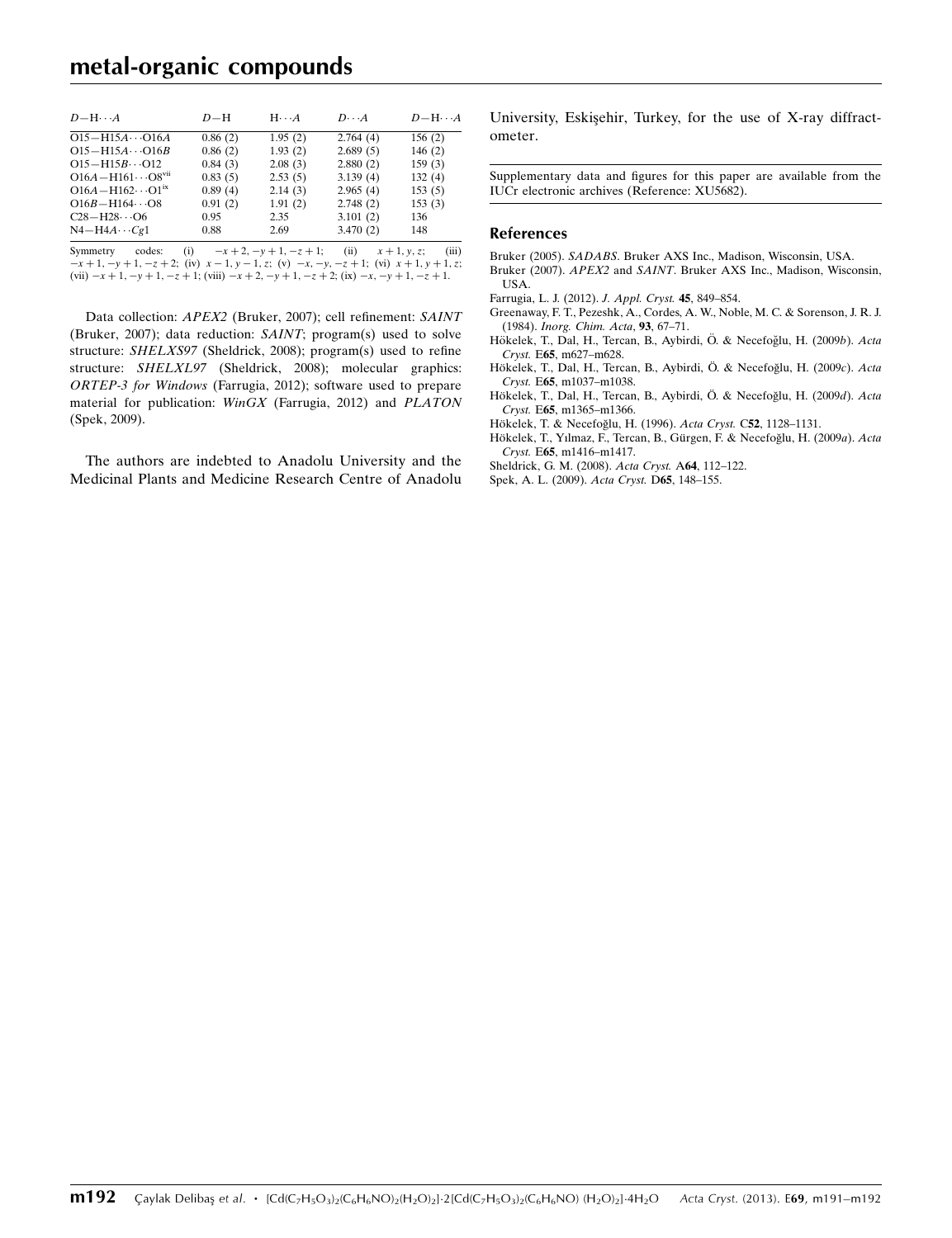| $D$—H···$A$ | $D$—H | H···$A$ | $D$···$A$ | $D$—H···$A$ |
|---|---|---|---|---|
| O15—H15$A$···O16$A$ | 0.86 (2) | 1.95 (2) | 2.764 (4) | 156 (2) |
| O15—H15$A$···O16$B$ | 0.86 (2) | 1.93 (2) | 2.689 (5) | 146 (2) |
| O15—H15$B$···O12 | 0.84 (3) | 2.08 (3) | 2.880 (2) | 159 (3) |
| O16$A$—H161···O8[vii] | 0.83 (5) | 2.53 (5) | 3.139 (4) | 132 (4) |
| O16$A$—H162···O1[ix] | 0.89 (4) | 2.14 (3) | 2.965 (4) | 153 (5) |
| O16$B$—H164···O8 | 0.91 (2) | 1.91 (2) | 2.748 (2) | 153 (3) |
| C28—H28···O6 | 0.95 | 2.35 | 3.101 (2) | 136 |
| N4—H4$A$···$Cg$1 | 0.88 | 2.69 | 3.470 (2) | 148 |

Symmetry codes: (i) $-x+2, -y+1, -z+1$; (ii) $x+1, y, z$; (iii) $-x+1, -y+1, -z+2$; (iv) $x-1, y-1, z$; (v) $-x, -y, -z+1$; (vi) $x+1, y+1, z$; (vii) $-x+1, -y+1, -z+1$; (viii) $-x+2, -y+1, -z+2$; (ix) $-x, -y+1, -z+1$.

Data collection: *APEX2* (Bruker, 2007); cell refinement: *SAINT* (Bruker, 2007); data reduction: *SAINT*; program(s) used to solve structure: *SHELXS97* (Sheldrick, 2008); program(s) used to refine structure: *SHELXL97* (Sheldrick, 2008); molecular graphics: *ORTEP-3 for Windows* (Farrugia, 2012); software used to prepare material for publication: *WinGX* (Farrugia, 2012) and *PLATON* (Spek, 2009).

The authors are indebted to Anadolu University and the Medicinal Plants and Medicine Research Centre of Anadolu University, Eskişehir, Turkey, for the use of X-ray diffractometer.

Supplementary data and figures for this paper are available from the IUCr electronic archives (Reference: XU5682).

## References

Bruker (2005). *SADABS*. Bruker AXS Inc., Madison, Wisconsin, USA.

Bruker (2007). *APEX2* and *SAINT*. Bruker AXS Inc., Madison, Wisconsin, USA.

Farrugia, L. J. (2012). *J. Appl. Cryst.* **45**, 849–854.

Greenaway, F. T., Pezeshk, A., Cordes, A. W., Noble, M. C. & Sorenson, J. R. J. (1984). *Inorg. Chim. Acta*, **93**, 67–71.

Hökelek, T., Dal, H., Tercan, B., Aybirdi, Ö. & Necefoğlu, H. (2009*b*). *Acta Cryst.* E**65**, m627–m628.

Hökelek, T., Dal, H., Tercan, B., Aybirdi, Ö. & Necefoğlu, H. (2009*c*). *Acta Cryst.* E**65**, m1037–m1038.

Hökelek, T., Dal, H., Tercan, B., Aybirdi, Ö. & Necefoğlu, H. (2009*d*). *Acta Cryst.* E**65**, m1365–m1366.

Hökelek, T. & Necefoğlu, H. (1996). *Acta Cryst.* C**52**, 1128–1131.

Hökelek, T., Yılmaz, F., Tercan, B., Gürgen, F. & Necefoğlu, H. (2009*a*). *Acta Cryst.* E**65**, m1416–m1417.

Sheldrick, G. M. (2008). *Acta Cryst.* A**64**, 112–122.

Spek, A. L. (2009). *Acta Cryst.* D**65**, 148–155.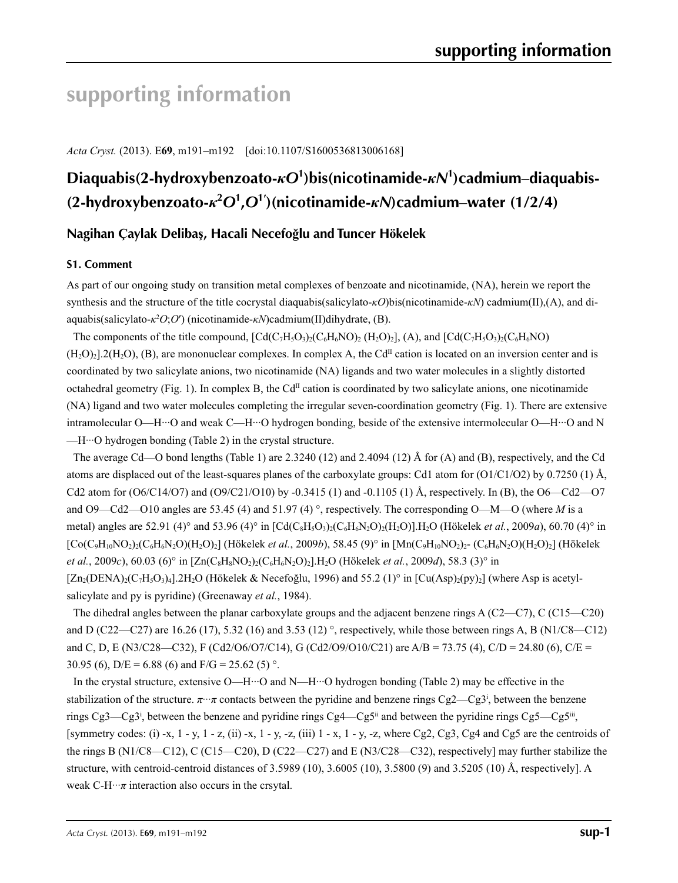# supporting information

*Acta Cryst.* (2013). E**69**, m191–m192 [doi:10.1107/S1600536813006168]

## Diaquabis(2-hydroxybenzoato-$\kappa O^1$)bis(nicotinamide-$\kappa N^1$)cadmium–diaquabis-(2-hydroxybenzoato-$\kappa^2 O^1,O^{1'}$)(nicotinamide-$\kappa N$)cadmium–water (1/2/4)

### Nagihan Çaylak Delibaş, Hacali Necefoğlu and Tuncer Hökelek

#### S1. Comment

As part of our ongoing study on transition metal complexes of benzoate and nicotinamide, (NA), herein we report the synthesis and the structure of the title cocrystal diaquabis(salicylato-$\kappa O$)bis(nicotinamide-$\kappa N$) cadmium(II),(A), and diaquabis(salicylato-$\kappa^2 O$;$O'$) (nicotinamide-$\kappa N$)cadmium(II)dihydrate, (B).

The components of the title compound, $[Cd(C_7H_5O_3)_2(C_6H_6NO)_2 (H_2O)_2]$, (A), and $[Cd(C_7H_5O_3)_2(C_6H_6NO)(H_2O)_2].2(H_2O)$, (B), are mononuclear complexes. In complex A, the $Cd^{II}$ cation is located on an inversion center and is coordinated by two salicylate anions, two nicotinamide (NA) ligands and two water molecules in a slightly distorted octahedral geometry (Fig. 1). In complex B, the $Cd^{II}$ cation is coordinated by two salicylate anions, one nicotinamide (NA) ligand and two water molecules completing the irregular seven-coordination geometry (Fig. 1). There are extensive intramolecular O—H···O and weak C—H···O hydrogen bonding, beside of the extensive intermolecular O—H···O and N—H···O hydrogen bonding (Table 2) in the crystal structure.

The average Cd—O bond lengths (Table 1) are 2.3240 (12) and 2.4094 (12) Å for (A) and (B), respectively, and the Cd atoms are displaced out of the least-squares planes of the carboxylate groups: Cd1 atom for (O1/C1/O2) by 0.7250 (1) Å, Cd2 atom for (O6/C14/O7) and (O9/C21/O10) by -0.3415 (1) and -0.1105 (1) Å, respectively. In (B), the O6—Cd2—O7 and O9—Cd2—O10 angles are 53.45 (4) and 51.97 (4) °, respectively. The corresponding O—M—O (where *M* is a metal) angles are 52.91 (4)° and 53.96 (4)° in $[Cd(C_8H_5O_3)_2(C_6H_6N_2O)_2(H_2O)].H_2O$ (Hökelek *et al.*, 2009*a*), 60.70 (4)° in $[Co(C_9H_{10}NO_2)_2(C_6H_6N_2O)(H_2O)_2]$ (Hökelek *et al.*, 2009*b*), 58.45 (9)° in $[Mn(C_9H_{10}NO_2)_2$- $(C_6H_6N_2O)(H_2O)_2]$ (Hökelek *et al.*, 2009*c*), 60.03 (6)° in $[Zn(C_8H_8NO_2)_2(C_6H_6N_2O)_2].H_2O$ (Hökelek *et al.*, 2009*d*), 58.3 (3)° in $[Zn_2(DENA)_2(C_7H_5O_3)_4].2H_2O$ (Hökelek & Necefoğlu, 1996) and 55.2 (1)° in $[Cu(Asp)_2(py)_2]$ (where Asp is acetylsalicylate and py is pyridine) (Greenaway *et al.*, 1984).

The dihedral angles between the planar carboxylate groups and the adjacent benzene rings A (C2—C7), C (C15—C20) and D (C22—C27) are 16.26 (17), 5.32 (16) and 3.53 (12) °, respectively, while those between rings A, B (N1/C8—C12) and C, D, E (N3/C28—C32), F (Cd2/O6/O7/C14), G (Cd2/O9/O10/C21) are A/B = 73.75 (4), C/D = 24.80 (6), C/E = 30.95 (6), D/E = 6.88 (6) and F/G = 25.62 (5) °.

In the crystal structure, extensive O—H···O and N—H···O hydrogen bonding (Table 2) may be effective in the stabilization of the structure. $\pi\cdots\pi$ contacts between the pyridine and benzene rings Cg2—Cg3$^{i}$, between the benzene rings Cg3—Cg3$^{i}$, between the benzene and pyridine rings Cg4—Cg5$^{ii}$ and between the pyridine rings Cg5—Cg5$^{iii}$, [symmetry codes: (i) -x, 1 - y, 1 - z, (ii) -x, 1 - y, -z, (iii) 1 - x, 1 - y, -z, where Cg2, Cg3, Cg4 and Cg5 are the centroids of the rings B (N1/C8—C12), C (C15—C20), D (C22—C27) and E (N3/C28—C32), respectively] may further stabilize the structure, with centroid-centroid distances of 3.5989 (10), 3.6005 (10), 3.5800 (9) and 3.5205 (10) Å, respectively]. A weak C-H···$\pi$ interaction also occurs in the crsytal.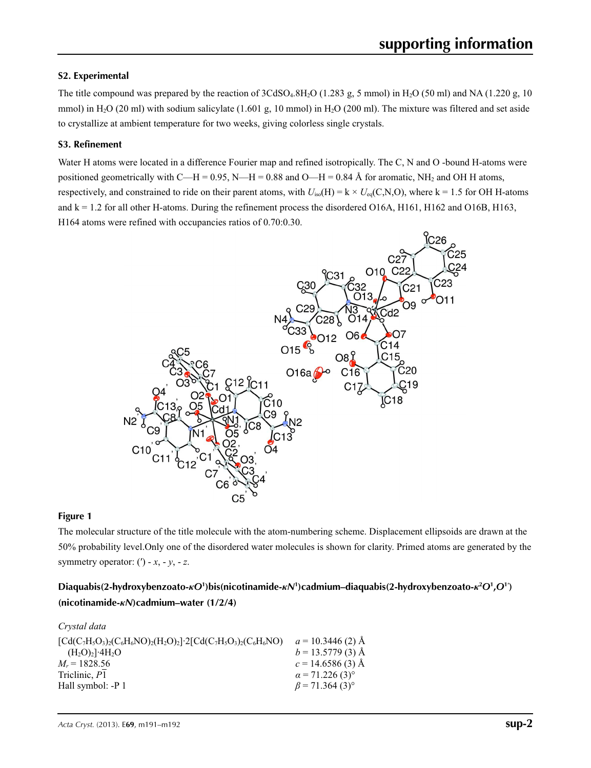## S2. Experimental

The title compound was prepared by the reaction of $3CdSO_4.8H_2O$ (1.283 g, 5 mmol) in $H_2O$ (50 ml) and NA (1.220 g, 10 mmol) in $H_2O$ (20 ml) with sodium salicylate (1.601 g, 10 mmol) in $H_2O$ (200 ml). The mixture was filtered and set aside to crystallize at ambient temperature for two weeks, giving colorless single crystals.

## S3. Refinement

Water H atoms were located in a difference Fourier map and refined isotropically. The C, N and O -bound H-atoms were positioned geometrically with C—H = 0.95, N—H = 0.88 and O—H = 0.84 Å for aromatic, $NH_2$ and OH H atoms, respectively, and constrained to ride on their parent atoms, with $U_{iso}(H) = k \times U_{eq}(C,N,O)$, where k = 1.5 for OH H-atoms and k = 1.2 for all other H-atoms. During the refinement process the disordered O16A, H161, H162 and O16B, H163, H164 atoms were refined with occupancies ratios of 0.70:0.30.

**Figure 1**

The molecular structure of the title molecule with the atom-numbering scheme. Displacement ellipsoids are drawn at the 50% probability level.Only one of the disordered water molecules is shown for clarity. Primed atoms are generated by the symmetry operator: (′) - *x*, - *y*, - *z*.

### Diaquabis(2-hydroxybenzoato-κ*O*[1])bis(nicotinamide-κ*N*[1])cadmium–diaquabis(2-hydroxybenzoato-κ[2]*O*[1],*O*[1′])(nicotinamide-κ*N*)cadmium–water (1/2/4)

*Crystal data*

| | |
|---|---|
| $[Cd(C_7H_5O_3)_2(C_6H_6NO)_2(H_2O)_2]\cdot 2[Cd(C_7H_5O_3)_2(C_6H_6NO)(H_2O)_2]\cdot 4H_2O$ | $a = 10.3446$ (2) Å |
| $M_r = 1828.56$ | $b = 13.5779$ (3) Å |
| Triclinic, $P\overline{1}$ | $c = 14.6586$ (3) Å |
| Hall symbol: -P 1 | $\alpha = 71.226$ (3)° |
| | $\beta = 71.364$ (3)° |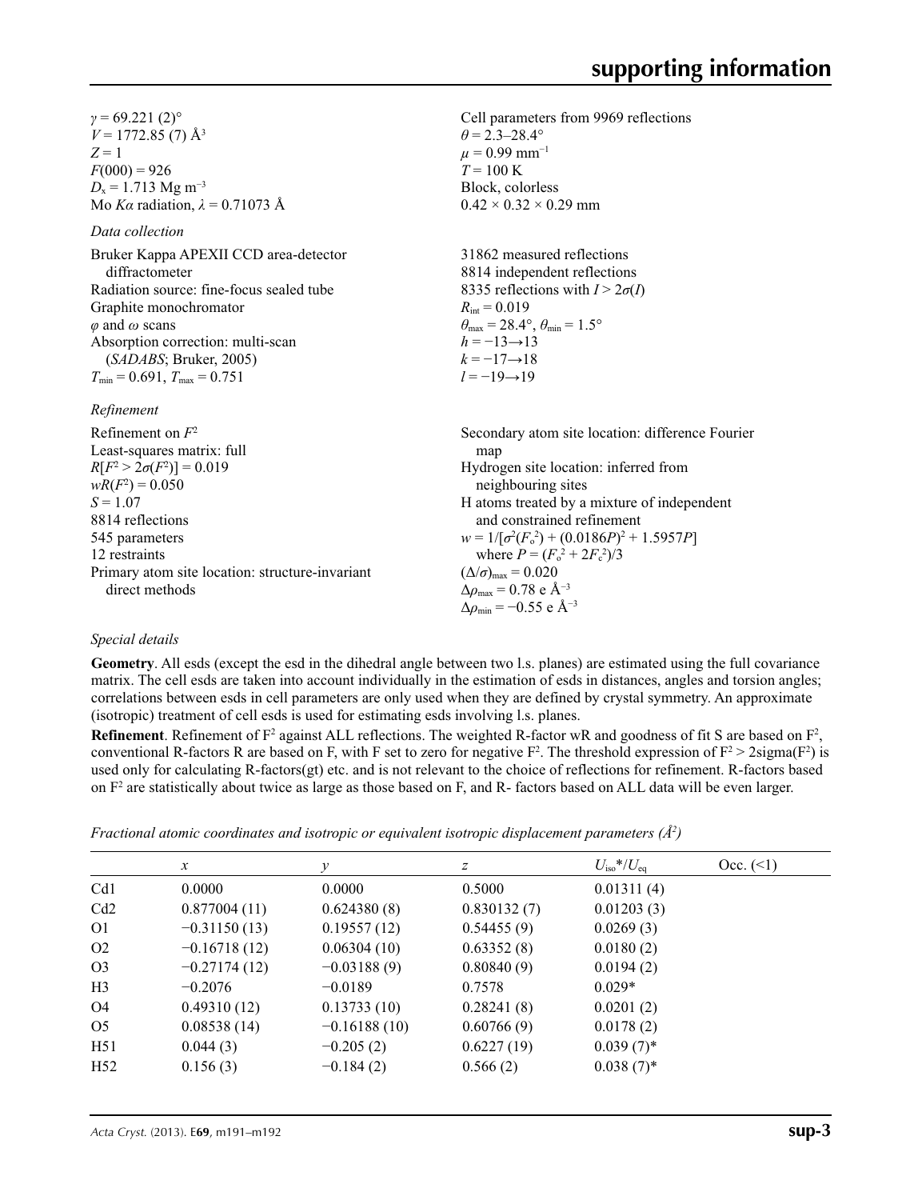$\gamma = 69.221$ (2)°
$V = 1772.85$ (7) Å$^3$
$Z = 1$
$F(000) = 926$
$D_x = 1.713$ Mg m$^{-3}$
Mo $K\alpha$ radiation, $\lambda = 0.71073$ Å
Cell parameters from 9969 reflections
$\theta = 2.3$–28.4°
$\mu = 0.99$ mm$^{-1}$
$T = 100$ K
Block, colorless
0.42 × 0.32 × 0.29 mm

*Data collection*

Bruker Kappa APEXII CCD area-detector diffractometer
Radiation source: fine-focus sealed tube
Graphite monochromator
$\varphi$ and $\omega$ scans
Absorption correction: multi-scan (*SADABS*; Bruker, 2005)
$T_{min} = 0.691$, $T_{max} = 0.751$
31862 measured reflections
8814 independent reflections
8335 reflections with $I > 2\sigma(I)$
$R_{int} = 0.019$
$\theta_{max} = 28.4°$, $\theta_{min} = 1.5°$
$h = -13 \rightarrow 13$
$k = -17 \rightarrow 18$
$l = -19 \rightarrow 19$

*Refinement*

Refinement on $F^2$
Least-squares matrix: full
$R[F^2 > 2\sigma(F^2)] = 0.019$
$wR(F^2) = 0.050$
$S = 1.07$
8814 reflections
545 parameters
12 restraints
Primary atom site location: structure-invariant direct methods
Secondary atom site location: difference Fourier map
Hydrogen site location: inferred from neighbouring sites
H atoms treated by a mixture of independent and constrained refinement
$w = 1/[\sigma^2(F_o^2) + (0.0186P)^2 + 1.5957P]$ where $P = (F_o^2 + 2F_c^2)/3$
$(\Delta/\sigma)_{max} = 0.020$
$\Delta\rho_{max} = 0.78$ e Å$^{-3}$
$\Delta\rho_{min} = -0.55$ e Å$^{-3}$

*Special details*

**Geometry**. All esds (except the esd in the dihedral angle between two l.s. planes) are estimated using the full covariance matrix. The cell esds are taken into account individually in the estimation of esds in distances, angles and torsion angles; correlations between esds in cell parameters are only used when they are defined by crystal symmetry. An approximate (isotropic) treatment of cell esds is used for estimating esds involving l.s. planes.

**Refinement**. Refinement of F$^2$ against ALL reflections. The weighted R-factor wR and goodness of fit S are based on F$^2$, conventional R-factors R are based on F, with F set to zero for negative F$^2$. The threshold expression of F$^2$ > 2sigma(F$^2$) is used only for calculating R-factors(gt) etc. and is not relevant to the choice of reflections for refinement. R-factors based on F$^2$ are statistically about twice as large as those based on F, and R- factors based on ALL data will be even larger.

*Fractional atomic coordinates and isotropic or equivalent isotropic displacement parameters (Å$^2$)*

| | $x$ | $y$ | $z$ | $U_{iso}$*/$U_{eq}$ | Occ. (<1) |
|---|---|---|---|---|---|
| Cd1 | 0.0000 | 0.0000 | 0.5000 | 0.01311 (4) | |
| Cd2 | 0.877004 (11) | 0.624380 (8) | 0.830132 (7) | 0.01203 (3) | |
| O1 | −0.31150 (13) | 0.19557 (12) | 0.54455 (9) | 0.0269 (3) | |
| O2 | −0.16718 (12) | 0.06304 (10) | 0.63352 (8) | 0.0180 (2) | |
| O3 | −0.27174 (12) | −0.03188 (9) | 0.80840 (9) | 0.0194 (2) | |
| H3 | −0.2076 | −0.0189 | 0.7578 | 0.029* | |
| O4 | 0.49310 (12) | 0.13733 (10) | 0.28241 (8) | 0.0201 (2) | |
| O5 | 0.08538 (14) | −0.16188 (10) | 0.60766 (9) | 0.0178 (2) | |
| H51 | 0.044 (3) | −0.205 (2) | 0.6227 (19) | 0.039 (7)* | |
| H52 | 0.156 (3) | −0.184 (2) | 0.566 (2) | 0.038 (7)* | |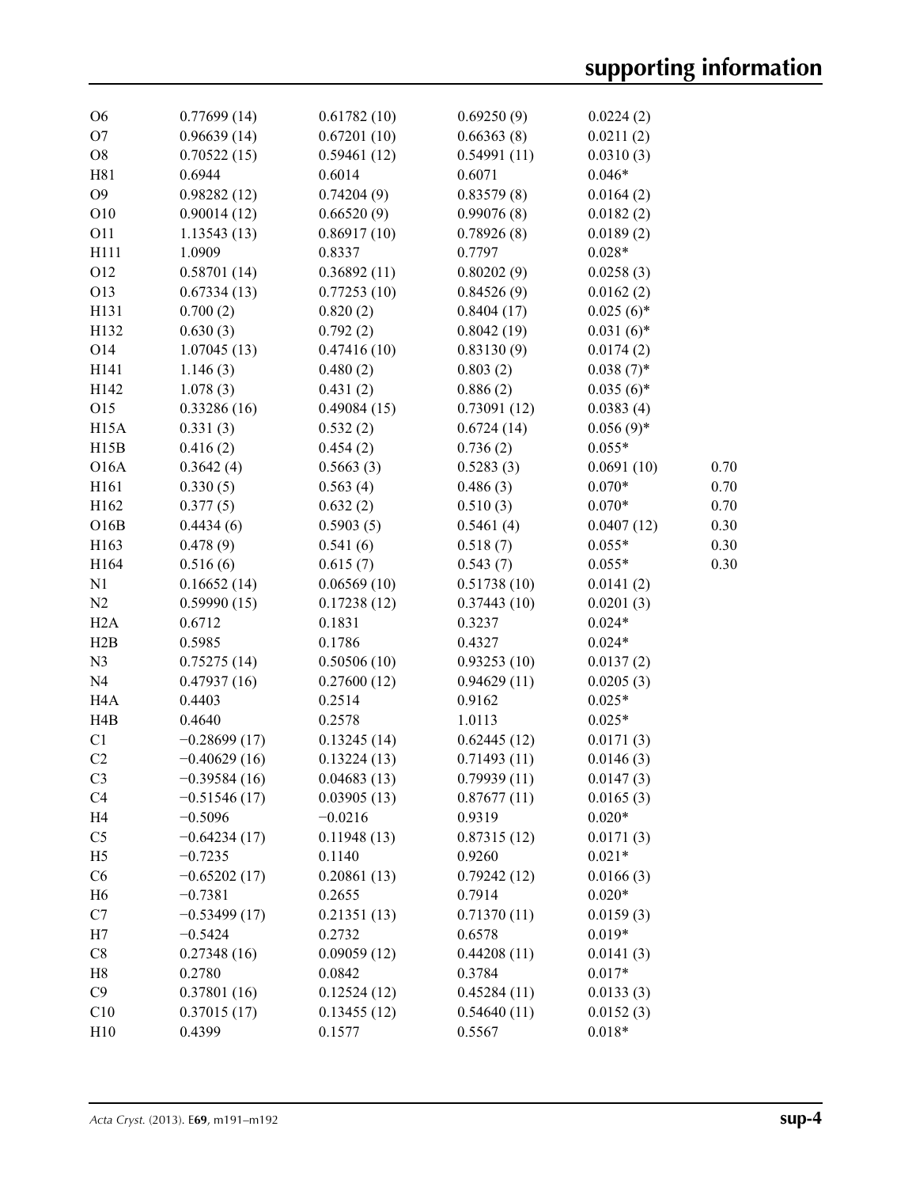| | | | | | |
|---|---|---|---|---|---|
| O6 | 0.77699 (14) | 0.61782 (10) | 0.69250 (9) | 0.0224 (2) | |
| O7 | 0.96639 (14) | 0.67201 (10) | 0.66363 (8) | 0.0211 (2) | |
| O8 | 0.70522 (15) | 0.59461 (12) | 0.54991 (11) | 0.0310 (3) | |
| H81 | 0.6944 | 0.6014 | 0.6071 | 0.046* | |
| O9 | 0.98282 (12) | 0.74204 (9) | 0.83579 (8) | 0.0164 (2) | |
| O10 | 0.90014 (12) | 0.66520 (9) | 0.99076 (8) | 0.0182 (2) | |
| O11 | 1.13543 (13) | 0.86917 (10) | 0.78926 (8) | 0.0189 (2) | |
| H111 | 1.0909 | 0.8337 | 0.7797 | 0.028* | |
| O12 | 0.58701 (14) | 0.36892 (11) | 0.80202 (9) | 0.0258 (3) | |
| O13 | 0.67334 (13) | 0.77253 (10) | 0.84526 (9) | 0.0162 (2) | |
| H131 | 0.700 (2) | 0.820 (2) | 0.8404 (17) | 0.025 (6)* | |
| H132 | 0.630 (3) | 0.792 (2) | 0.8042 (19) | 0.031 (6)* | |
| O14 | 1.07045 (13) | 0.47416 (10) | 0.83130 (9) | 0.0174 (2) | |
| H141 | 1.146 (3) | 0.480 (2) | 0.803 (2) | 0.038 (7)* | |
| H142 | 1.078 (3) | 0.431 (2) | 0.886 (2) | 0.035 (6)* | |
| O15 | 0.33286 (16) | 0.49084 (15) | 0.73091 (12) | 0.0383 (4) | |
| H15A | 0.331 (3) | 0.532 (2) | 0.6724 (14) | 0.056 (9)* | |
| H15B | 0.416 (2) | 0.454 (2) | 0.736 (2) | 0.055* | |
| O16A | 0.3642 (4) | 0.5663 (3) | 0.5283 (3) | 0.0691 (10) | 0.70 |
| H161 | 0.330 (5) | 0.563 (4) | 0.486 (3) | 0.070* | 0.70 |
| H162 | 0.377 (5) | 0.632 (2) | 0.510 (3) | 0.070* | 0.70 |
| O16B | 0.4434 (6) | 0.5903 (5) | 0.5461 (4) | 0.0407 (12) | 0.30 |
| H163 | 0.478 (9) | 0.541 (6) | 0.518 (7) | 0.055* | 0.30 |
| H164 | 0.516 (6) | 0.615 (7) | 0.543 (7) | 0.055* | 0.30 |
| N1 | 0.16652 (14) | 0.06569 (10) | 0.51738 (10) | 0.0141 (2) | |
| N2 | 0.59990 (15) | 0.17238 (12) | 0.37443 (10) | 0.0201 (3) | |
| H2A | 0.6712 | 0.1831 | 0.3237 | 0.024* | |
| H2B | 0.5985 | 0.1786 | 0.4327 | 0.024* | |
| N3 | 0.75275 (14) | 0.50506 (10) | 0.93253 (10) | 0.0137 (2) | |
| N4 | 0.47937 (16) | 0.27600 (12) | 0.94629 (11) | 0.0205 (3) | |
| H4A | 0.4403 | 0.2514 | 0.9162 | 0.025* | |
| H4B | 0.4640 | 0.2578 | 1.0113 | 0.025* | |
| C1 | −0.28699 (17) | 0.13245 (14) | 0.62445 (12) | 0.0171 (3) | |
| C2 | −0.40629 (16) | 0.13224 (13) | 0.71493 (11) | 0.0146 (3) | |
| C3 | −0.39584 (16) | 0.04683 (13) | 0.79939 (11) | 0.0147 (3) | |
| C4 | −0.51546 (17) | 0.03905 (13) | 0.87677 (11) | 0.0165 (3) | |
| H4 | −0.5096 | −0.0216 | 0.9319 | 0.020* | |
| C5 | −0.64234 (17) | 0.11948 (13) | 0.87315 (12) | 0.0171 (3) | |
| H5 | −0.7235 | 0.1140 | 0.9260 | 0.021* | |
| C6 | −0.65202 (17) | 0.20861 (13) | 0.79242 (12) | 0.0166 (3) | |
| H6 | −0.7381 | 0.2655 | 0.7914 | 0.020* | |
| C7 | −0.53499 (17) | 0.21351 (13) | 0.71370 (11) | 0.0159 (3) | |
| H7 | −0.5424 | 0.2732 | 0.6578 | 0.019* | |
| C8 | 0.27348 (16) | 0.09059 (12) | 0.44208 (11) | 0.0141 (3) | |
| H8 | 0.2780 | 0.0842 | 0.3784 | 0.017* | |
| C9 | 0.37801 (16) | 0.12524 (12) | 0.45284 (11) | 0.0133 (3) | |
| C10 | 0.37015 (17) | 0.13455 (12) | 0.54640 (11) | 0.0152 (3) | |
| H10 | 0.4399 | 0.1577 | 0.5567 | 0.018* | |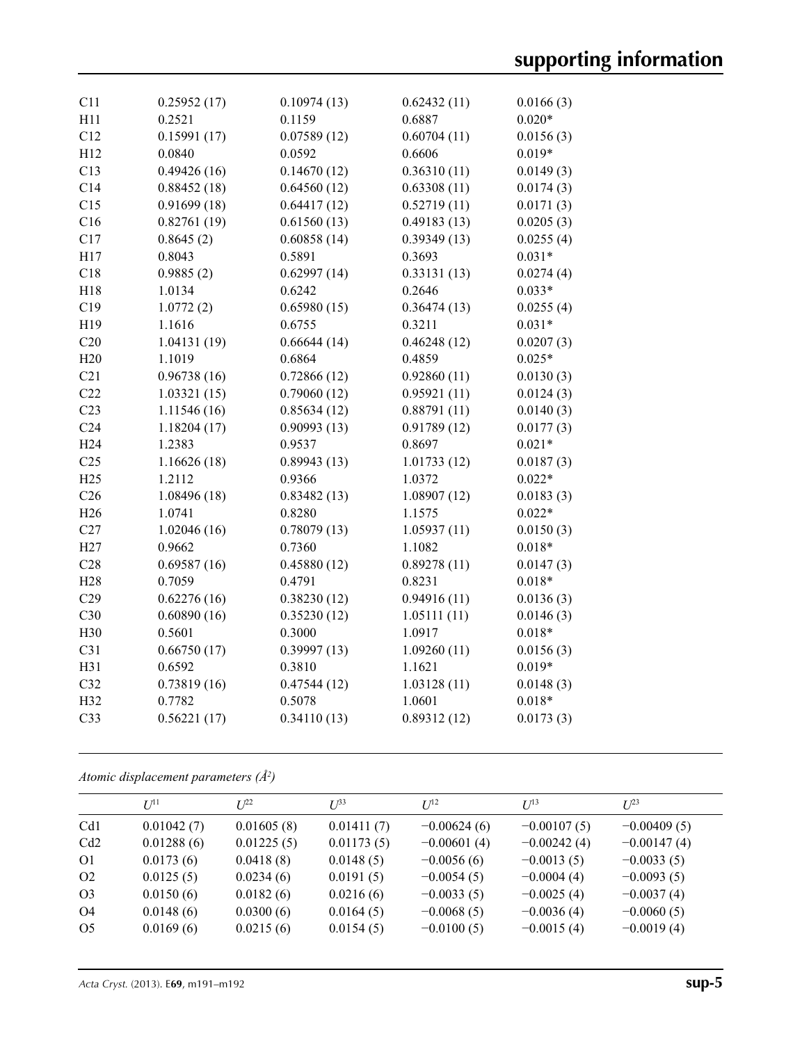| | | | | |
|---|---|---|---|---|
| C11 | 0.25952 (17) | 0.10974 (13) | 0.62432 (11) | 0.0166 (3) |
| H11 | 0.2521 | 0.1159 | 0.6887 | 0.020* |
| C12 | 0.15991 (17) | 0.07589 (12) | 0.60704 (11) | 0.0156 (3) |
| H12 | 0.0840 | 0.0592 | 0.6606 | 0.019* |
| C13 | 0.49426 (16) | 0.14670 (12) | 0.36310 (11) | 0.0149 (3) |
| C14 | 0.88452 (18) | 0.64560 (12) | 0.63308 (11) | 0.0174 (3) |
| C15 | 0.91699 (18) | 0.64417 (12) | 0.52719 (11) | 0.0171 (3) |
| C16 | 0.82761 (19) | 0.61560 (13) | 0.49183 (13) | 0.0205 (3) |
| C17 | 0.8645 (2) | 0.60858 (14) | 0.39349 (13) | 0.0255 (4) |
| H17 | 0.8043 | 0.5891 | 0.3693 | 0.031* |
| C18 | 0.9885 (2) | 0.62997 (14) | 0.33131 (13) | 0.0274 (4) |
| H18 | 1.0134 | 0.6242 | 0.2646 | 0.033* |
| C19 | 1.0772 (2) | 0.65980 (15) | 0.36474 (13) | 0.0255 (4) |
| H19 | 1.1616 | 0.6755 | 0.3211 | 0.031* |
| C20 | 1.04131 (19) | 0.66644 (14) | 0.46248 (12) | 0.0207 (3) |
| H20 | 1.1019 | 0.6864 | 0.4859 | 0.025* |
| C21 | 0.96738 (16) | 0.72866 (12) | 0.92860 (11) | 0.0130 (3) |
| C22 | 1.03321 (15) | 0.79060 (12) | 0.95921 (11) | 0.0124 (3) |
| C23 | 1.11546 (16) | 0.85634 (12) | 0.88791 (11) | 0.0140 (3) |
| C24 | 1.18204 (17) | 0.90993 (13) | 0.91789 (12) | 0.0177 (3) |
| H24 | 1.2383 | 0.9537 | 0.8697 | 0.021* |
| C25 | 1.16626 (18) | 0.89943 (13) | 1.01733 (12) | 0.0187 (3) |
| H25 | 1.2112 | 0.9366 | 1.0372 | 0.022* |
| C26 | 1.08496 (18) | 0.83482 (13) | 1.08907 (12) | 0.0183 (3) |
| H26 | 1.0741 | 0.8280 | 1.1575 | 0.022* |
| C27 | 1.02046 (16) | 0.78079 (13) | 1.05937 (11) | 0.0150 (3) |
| H27 | 0.9662 | 0.7360 | 1.1082 | 0.018* |
| C28 | 0.69587 (16) | 0.45880 (12) | 0.89278 (11) | 0.0147 (3) |
| H28 | 0.7059 | 0.4791 | 0.8231 | 0.018* |
| C29 | 0.62276 (16) | 0.38230 (12) | 0.94916 (11) | 0.0136 (3) |
| C30 | 0.60890 (16) | 0.35230 (12) | 1.05111 (11) | 0.0146 (3) |
| H30 | 0.5601 | 0.3000 | 1.0917 | 0.018* |
| C31 | 0.66750 (17) | 0.39997 (13) | 1.09260 (11) | 0.0156 (3) |
| H31 | 0.6592 | 0.3810 | 1.1621 | 0.019* |
| C32 | 0.73819 (16) | 0.47544 (12) | 1.03128 (11) | 0.0148 (3) |
| H32 | 0.7782 | 0.5078 | 1.0601 | 0.018* |
| C33 | 0.56221 (17) | 0.34110 (13) | 0.89312 (12) | 0.0173 (3) |

*Atomic displacement parameters (Å²)*

| | $U^{11}$ | $U^{22}$ | $U^{33}$ | $U^{12}$ | $U^{13}$ | $U^{23}$ |
|---|---|---|---|---|---|---|
| Cd1 | 0.01042 (7) | 0.01605 (8) | 0.01411 (7) | −0.00624 (6) | −0.00107 (5) | −0.00409 (5) |
| Cd2 | 0.01288 (6) | 0.01225 (5) | 0.01173 (5) | −0.00601 (4) | −0.00242 (4) | −0.00147 (4) |
| O1 | 0.0173 (6) | 0.0418 (8) | 0.0148 (5) | −0.0056 (6) | −0.0013 (5) | −0.0033 (5) |
| O2 | 0.0125 (5) | 0.0234 (6) | 0.0191 (5) | −0.0054 (5) | −0.0004 (4) | −0.0093 (5) |
| O3 | 0.0150 (6) | 0.0182 (6) | 0.0216 (6) | −0.0033 (5) | −0.0025 (4) | −0.0037 (4) |
| O4 | 0.0148 (6) | 0.0300 (6) | 0.0164 (5) | −0.0068 (5) | −0.0036 (4) | −0.0060 (5) |
| O5 | 0.0169 (6) | 0.0215 (6) | 0.0154 (5) | −0.0100 (5) | −0.0015 (4) | −0.0019 (4) |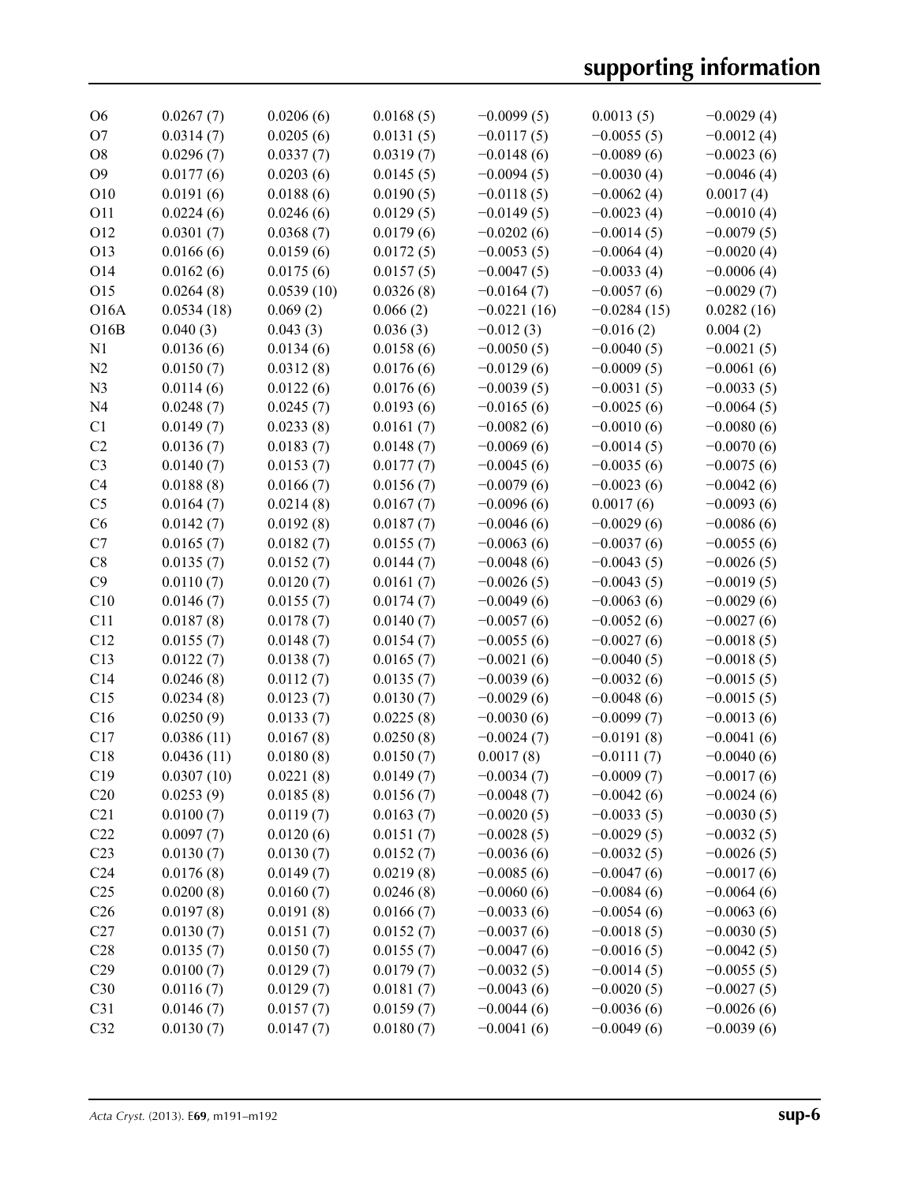| | | | | | | |
|---|---|---|---|---|---|---|
| O6 | 0.0267 (7) | 0.0206 (6) | 0.0168 (5) | −0.0099 (5) | 0.0013 (5) | −0.0029 (4) |
| O7 | 0.0314 (7) | 0.0205 (6) | 0.0131 (5) | −0.0117 (5) | −0.0055 (5) | −0.0012 (4) |
| O8 | 0.0296 (7) | 0.0337 (7) | 0.0319 (7) | −0.0148 (6) | −0.0089 (6) | −0.0023 (6) |
| O9 | 0.0177 (6) | 0.0203 (6) | 0.0145 (5) | −0.0094 (5) | −0.0030 (4) | −0.0046 (4) |
| O10 | 0.0191 (6) | 0.0188 (6) | 0.0190 (5) | −0.0118 (5) | −0.0062 (4) | 0.0017 (4) |
| O11 | 0.0224 (6) | 0.0246 (6) | 0.0129 (5) | −0.0149 (5) | −0.0023 (4) | −0.0010 (4) |
| O12 | 0.0301 (7) | 0.0368 (7) | 0.0179 (6) | −0.0202 (6) | −0.0014 (5) | −0.0079 (5) |
| O13 | 0.0166 (6) | 0.0159 (6) | 0.0172 (5) | −0.0053 (5) | −0.0064 (4) | −0.0020 (4) |
| O14 | 0.0162 (6) | 0.0175 (6) | 0.0157 (5) | −0.0047 (5) | −0.0033 (4) | −0.0006 (4) |
| O15 | 0.0264 (8) | 0.0539 (10) | 0.0326 (8) | −0.0164 (7) | −0.0057 (6) | −0.0029 (7) |
| O16A | 0.0534 (18) | 0.069 (2) | 0.066 (2) | −0.0221 (16) | −0.0284 (15) | 0.0282 (16) |
| O16B | 0.040 (3) | 0.043 (3) | 0.036 (3) | −0.012 (3) | −0.016 (2) | 0.004 (2) |
| N1 | 0.0136 (6) | 0.0134 (6) | 0.0158 (6) | −0.0050 (5) | −0.0040 (5) | −0.0021 (5) |
| N2 | 0.0150 (7) | 0.0312 (8) | 0.0176 (6) | −0.0129 (6) | −0.0009 (5) | −0.0061 (6) |
| N3 | 0.0114 (6) | 0.0122 (6) | 0.0176 (6) | −0.0039 (5) | −0.0031 (5) | −0.0033 (5) |
| N4 | 0.0248 (7) | 0.0245 (7) | 0.0193 (6) | −0.0165 (6) | −0.0025 (6) | −0.0064 (5) |
| C1 | 0.0149 (7) | 0.0233 (8) | 0.0161 (7) | −0.0082 (6) | −0.0010 (6) | −0.0080 (6) |
| C2 | 0.0136 (7) | 0.0183 (7) | 0.0148 (7) | −0.0069 (6) | −0.0014 (5) | −0.0070 (6) |
| C3 | 0.0140 (7) | 0.0153 (7) | 0.0177 (7) | −0.0045 (6) | −0.0035 (6) | −0.0075 (6) |
| C4 | 0.0188 (8) | 0.0166 (7) | 0.0156 (7) | −0.0079 (6) | −0.0023 (6) | −0.0042 (6) |
| C5 | 0.0164 (7) | 0.0214 (8) | 0.0167 (7) | −0.0096 (6) | 0.0017 (6) | −0.0093 (6) |
| C6 | 0.0142 (7) | 0.0192 (8) | 0.0187 (7) | −0.0046 (6) | −0.0029 (6) | −0.0086 (6) |
| C7 | 0.0165 (7) | 0.0182 (7) | 0.0155 (7) | −0.0063 (6) | −0.0037 (6) | −0.0055 (6) |
| C8 | 0.0135 (7) | 0.0152 (7) | 0.0144 (7) | −0.0048 (6) | −0.0043 (5) | −0.0026 (5) |
| C9 | 0.0110 (7) | 0.0120 (7) | 0.0161 (7) | −0.0026 (5) | −0.0043 (5) | −0.0019 (5) |
| C10 | 0.0146 (7) | 0.0155 (7) | 0.0174 (7) | −0.0049 (6) | −0.0063 (6) | −0.0029 (6) |
| C11 | 0.0187 (8) | 0.0178 (7) | 0.0140 (7) | −0.0057 (6) | −0.0052 (6) | −0.0027 (6) |
| C12 | 0.0155 (7) | 0.0148 (7) | 0.0154 (7) | −0.0055 (6) | −0.0027 (6) | −0.0018 (5) |
| C13 | 0.0122 (7) | 0.0138 (7) | 0.0165 (7) | −0.0021 (6) | −0.0040 (5) | −0.0018 (5) |
| C14 | 0.0246 (8) | 0.0112 (7) | 0.0135 (7) | −0.0039 (6) | −0.0032 (6) | −0.0015 (5) |
| C15 | 0.0234 (8) | 0.0123 (7) | 0.0130 (7) | −0.0029 (6) | −0.0048 (6) | −0.0015 (5) |
| C16 | 0.0250 (9) | 0.0133 (7) | 0.0225 (8) | −0.0030 (6) | −0.0099 (7) | −0.0013 (6) |
| C17 | 0.0386 (11) | 0.0167 (8) | 0.0250 (8) | −0.0024 (7) | −0.0191 (8) | −0.0041 (6) |
| C18 | 0.0436 (11) | 0.0180 (8) | 0.0150 (7) | 0.0017 (8) | −0.0111 (7) | −0.0040 (6) |
| C19 | 0.0307 (10) | 0.0221 (8) | 0.0149 (7) | −0.0034 (7) | −0.0009 (7) | −0.0017 (6) |
| C20 | 0.0253 (9) | 0.0185 (8) | 0.0156 (7) | −0.0048 (7) | −0.0042 (6) | −0.0024 (6) |
| C21 | 0.0100 (7) | 0.0119 (7) | 0.0163 (7) | −0.0020 (5) | −0.0033 (5) | −0.0030 (5) |
| C22 | 0.0097 (7) | 0.0120 (6) | 0.0151 (7) | −0.0028 (5) | −0.0029 (5) | −0.0032 (5) |
| C23 | 0.0130 (7) | 0.0130 (7) | 0.0152 (7) | −0.0036 (6) | −0.0032 (5) | −0.0026 (5) |
| C24 | 0.0176 (8) | 0.0149 (7) | 0.0219 (8) | −0.0085 (6) | −0.0047 (6) | −0.0017 (6) |
| C25 | 0.0200 (8) | 0.0160 (7) | 0.0246 (8) | −0.0060 (6) | −0.0084 (6) | −0.0064 (6) |
| C26 | 0.0197 (8) | 0.0191 (8) | 0.0166 (7) | −0.0033 (6) | −0.0054 (6) | −0.0063 (6) |
| C27 | 0.0130 (7) | 0.0151 (7) | 0.0152 (7) | −0.0037 (6) | −0.0018 (5) | −0.0030 (5) |
| C28 | 0.0135 (7) | 0.0150 (7) | 0.0155 (7) | −0.0047 (6) | −0.0016 (5) | −0.0042 (5) |
| C29 | 0.0100 (7) | 0.0129 (7) | 0.0179 (7) | −0.0032 (5) | −0.0014 (5) | −0.0055 (5) |
| C30 | 0.0116 (7) | 0.0129 (7) | 0.0181 (7) | −0.0043 (6) | −0.0020 (5) | −0.0027 (5) |
| C31 | 0.0146 (7) | 0.0157 (7) | 0.0159 (7) | −0.0044 (6) | −0.0036 (6) | −0.0026 (6) |
| C32 | 0.0130 (7) | 0.0147 (7) | 0.0180 (7) | −0.0041 (6) | −0.0049 (6) | −0.0039 (6) |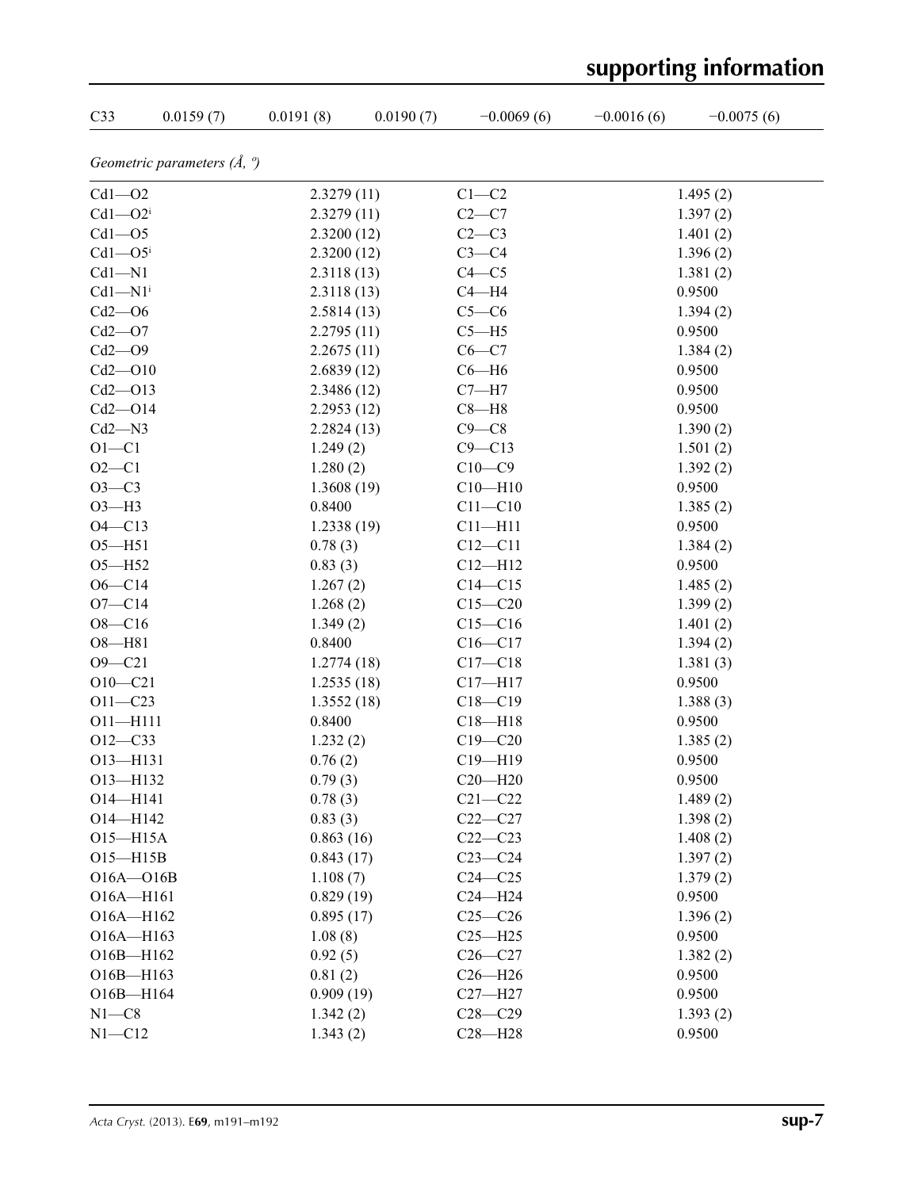| C33 | 0.0159 (7) | 0.0191 (8) | 0.0190 (7) | −0.0069 (6) | −0.0016 (6) | −0.0075 (6) |
|---|---|---|---|---|---|---|

*Geometric parameters (Å, º)*

| | | | |
|---|---|---|---|
| Cd1—O2 | 2.3279 (11) | C1—C2 | 1.495 (2) |
| Cd1—O2$^{i}$ | 2.3279 (11) | C2—C7 | 1.397 (2) |
| Cd1—O5 | 2.3200 (12) | C2—C3 | 1.401 (2) |
| Cd1—O5$^{i}$ | 2.3200 (12) | C3—C4 | 1.396 (2) |
| Cd1—N1 | 2.3118 (13) | C4—C5 | 1.381 (2) |
| Cd1—N1$^{i}$ | 2.3118 (13) | C4—H4 | 0.9500 |
| Cd2—O6 | 2.5814 (13) | C5—C6 | 1.394 (2) |
| Cd2—O7 | 2.2795 (11) | C5—H5 | 0.9500 |
| Cd2—O9 | 2.2675 (11) | C6—C7 | 1.384 (2) |
| Cd2—O10 | 2.6839 (12) | C6—H6 | 0.9500 |
| Cd2—O13 | 2.3486 (12) | C7—H7 | 0.9500 |
| Cd2—O14 | 2.2953 (12) | C8—H8 | 0.9500 |
| Cd2—N3 | 2.2824 (13) | C9—C8 | 1.390 (2) |
| O1—C1 | 1.249 (2) | C9—C13 | 1.501 (2) |
| O2—C1 | 1.280 (2) | C10—C9 | 1.392 (2) |
| O3—C3 | 1.3608 (19) | C10—H10 | 0.9500 |
| O3—H3 | 0.8400 | C11—C10 | 1.385 (2) |
| O4—C13 | 1.2338 (19) | C11—H11 | 0.9500 |
| O5—H51 | 0.78 (3) | C12—C11 | 1.384 (2) |
| O5—H52 | 0.83 (3) | C12—H12 | 0.9500 |
| O6—C14 | 1.267 (2) | C14—C15 | 1.485 (2) |
| O7—C14 | 1.268 (2) | C15—C20 | 1.399 (2) |
| O8—C16 | 1.349 (2) | C15—C16 | 1.401 (2) |
| O8—H81 | 0.8400 | C16—C17 | 1.394 (2) |
| O9—C21 | 1.2774 (18) | C17—C18 | 1.381 (3) |
| O10—C21 | 1.2535 (18) | C17—H17 | 0.9500 |
| O11—C23 | 1.3552 (18) | C18—C19 | 1.388 (3) |
| O11—H111 | 0.8400 | C18—H18 | 0.9500 |
| O12—C33 | 1.232 (2) | C19—C20 | 1.385 (2) |
| O13—H131 | 0.76 (2) | C19—H19 | 0.9500 |
| O13—H132 | 0.79 (3) | C20—H20 | 0.9500 |
| O14—H141 | 0.78 (3) | C21—C22 | 1.489 (2) |
| O14—H142 | 0.83 (3) | C22—C27 | 1.398 (2) |
| O15—H15A | 0.863 (16) | C22—C23 | 1.408 (2) |
| O15—H15B | 0.843 (17) | C23—C24 | 1.397 (2) |
| O16A—O16B | 1.108 (7) | C24—C25 | 1.379 (2) |
| O16A—H161 | 0.829 (19) | C24—H24 | 0.9500 |
| O16A—H162 | 0.895 (17) | C25—C26 | 1.396 (2) |
| O16A—H163 | 1.08 (8) | C25—H25 | 0.9500 |
| O16B—H162 | 0.92 (5) | C26—C27 | 1.382 (2) |
| O16B—H163 | 0.81 (2) | C26—H26 | 0.9500 |
| O16B—H164 | 0.909 (19) | C27—H27 | 0.9500 |
| N1—C8 | 1.342 (2) | C28—C29 | 1.393 (2) |
| N1—C12 | 1.343 (2) | C28—H28 | 0.9500 |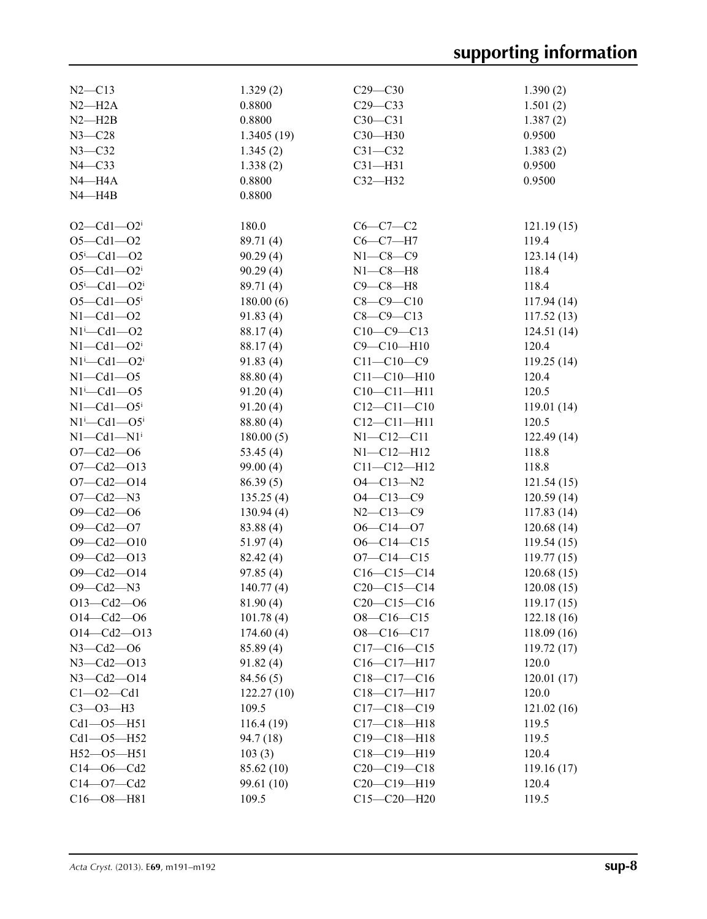| | | | |
|---|---|---|---|
| N2—C13 | 1.329 (2) | C29—C30 | 1.390 (2) |
| N2—H2A | 0.8800 | C29—C33 | 1.501 (2) |
| N2—H2B | 0.8800 | C30—C31 | 1.387 (2) |
| N3—C28 | 1.3405 (19) | C30—H30 | 0.9500 |
| N3—C32 | 1.345 (2) | C31—C32 | 1.383 (2) |
| N4—C33 | 1.338 (2) | C31—H31 | 0.9500 |
| N4—H4A | 0.8800 | C32—H32 | 0.9500 |
| N4—H4B | 0.8800 | | |
| | | | |
| O2—Cd1—O2$^{i}$ | 180.0 | C6—C7—C2 | 121.19 (15) |
| O5—Cd1—O2 | 89.71 (4) | C6—C7—H7 | 119.4 |
| O5$^{i}$—Cd1—O2 | 90.29 (4) | N1—C8—C9 | 123.14 (14) |
| O5—Cd1—O2$^{i}$ | 90.29 (4) | N1—C8—H8 | 118.4 |
| O5$^{i}$—Cd1—O2$^{i}$ | 89.71 (4) | C9—C8—H8 | 118.4 |
| O5—Cd1—O5$^{i}$ | 180.00 (6) | C8—C9—C10 | 117.94 (14) |
| N1—Cd1—O2 | 91.83 (4) | C8—C9—C13 | 117.52 (13) |
| N1$^{i}$—Cd1—O2 | 88.17 (4) | C10—C9—C13 | 124.51 (14) |
| N1—Cd1—O2$^{i}$ | 88.17 (4) | C9—C10—H10 | 120.4 |
| N1$^{i}$—Cd1—O2$^{i}$ | 91.83 (4) | C11—C10—C9 | 119.25 (14) |
| N1—Cd1—O5 | 88.80 (4) | C11—C10—H10 | 120.4 |
| N1$^{i}$—Cd1—O5 | 91.20 (4) | C10—C11—H11 | 120.5 |
| N1—Cd1—O5$^{i}$ | 91.20 (4) | C12—C11—C10 | 119.01 (14) |
| N1$^{i}$—Cd1—O5$^{i}$ | 88.80 (4) | C12—C11—H11 | 120.5 |
| N1—Cd1—N1$^{i}$ | 180.00 (5) | N1—C12—C11 | 122.49 (14) |
| O7—Cd2—O6 | 53.45 (4) | N1—C12—H12 | 118.8 |
| O7—Cd2—O13 | 99.00 (4) | C11—C12—H12 | 118.8 |
| O7—Cd2—O14 | 86.39 (5) | O4—C13—N2 | 121.54 (15) |
| O7—Cd2—N3 | 135.25 (4) | O4—C13—C9 | 120.59 (14) |
| O9—Cd2—O6 | 130.94 (4) | N2—C13—C9 | 117.83 (14) |
| O9—Cd2—O7 | 83.88 (4) | O6—C14—O7 | 120.68 (14) |
| O9—Cd2—O10 | 51.97 (4) | O6—C14—C15 | 119.54 (15) |
| O9—Cd2—O13 | 82.42 (4) | O7—C14—C15 | 119.77 (15) |
| O9—Cd2—O14 | 97.85 (4) | C16—C15—C14 | 120.68 (15) |
| O9—Cd2—N3 | 140.77 (4) | C20—C15—C14 | 120.08 (15) |
| O13—Cd2—O6 | 81.90 (4) | C20—C15—C16 | 119.17 (15) |
| O14—Cd2—O6 | 101.78 (4) | O8—C16—C15 | 122.18 (16) |
| O14—Cd2—O13 | 174.60 (4) | O8—C16—C17 | 118.09 (16) |
| N3—Cd2—O6 | 85.89 (4) | C17—C16—C15 | 119.72 (17) |
| N3—Cd2—O13 | 91.82 (4) | C16—C17—H17 | 120.0 |
| N3—Cd2—O14 | 84.56 (5) | C18—C17—C16 | 120.01 (17) |
| C1—O2—Cd1 | 122.27 (10) | C18—C17—H17 | 120.0 |
| C3—O3—H3 | 109.5 | C17—C18—C19 | 121.02 (16) |
| Cd1—O5—H51 | 116.4 (19) | C17—C18—H18 | 119.5 |
| Cd1—O5—H52 | 94.7 (18) | C19—C18—H18 | 119.5 |
| H52—O5—H51 | 103 (3) | C18—C19—H19 | 120.4 |
| C14—O6—Cd2 | 85.62 (10) | C20—C19—C18 | 119.16 (17) |
| C14—O7—Cd2 | 99.61 (10) | C20—C19—H19 | 120.4 |
| C16—O8—H81 | 109.5 | C15—C20—H20 | 119.5 |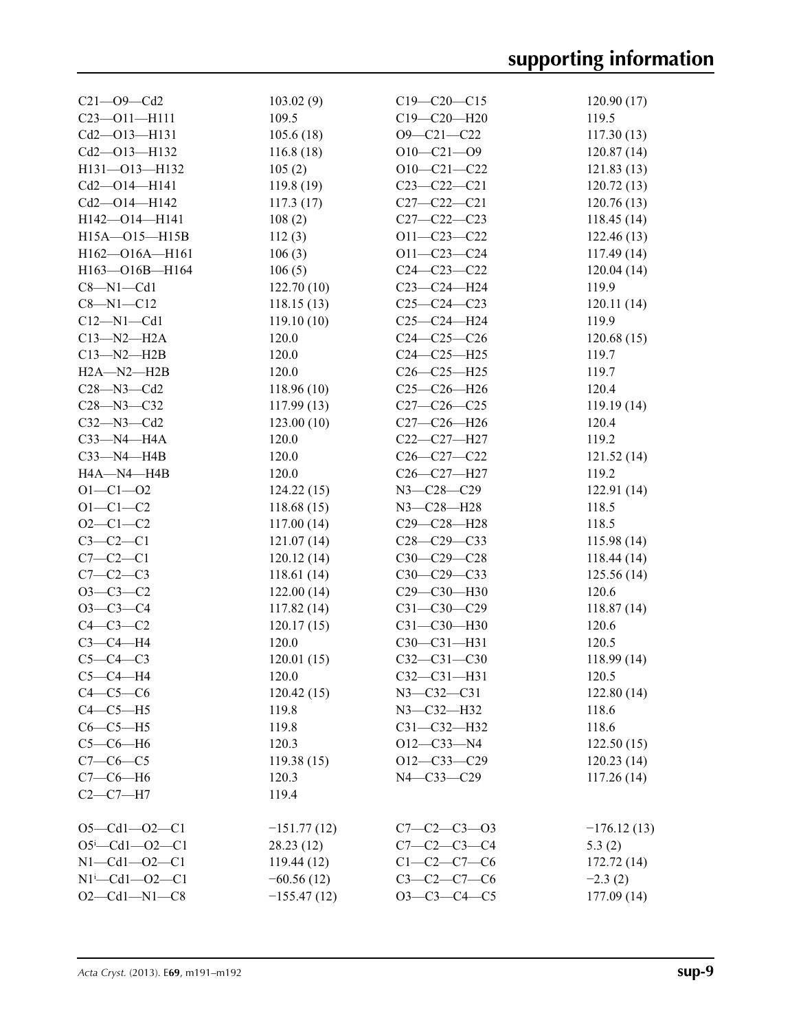| | | | |
|---|---|---|---|
| C21—O9—Cd2 | 103.02 (9) | C19—C20—C15 | 120.90 (17) |
| C23—O11—H111 | 109.5 | C19—C20—H20 | 119.5 |
| Cd2—O13—H131 | 105.6 (18) | O9—C21—C22 | 117.30 (13) |
| Cd2—O13—H132 | 116.8 (18) | O10—C21—O9 | 120.87 (14) |
| H131—O13—H132 | 105 (2) | O10—C21—C22 | 121.83 (13) |
| Cd2—O14—H141 | 119.8 (19) | C23—C22—C21 | 120.72 (13) |
| Cd2—O14—H142 | 117.3 (17) | C27—C22—C21 | 120.76 (13) |
| H142—O14—H141 | 108 (2) | C27—C22—C23 | 118.45 (14) |
| H15A—O15—H15B | 112 (3) | O11—C23—C22 | 122.46 (13) |
| H162—O16A—H161 | 106 (3) | O11—C23—C24 | 117.49 (14) |
| H163—O16B—H164 | 106 (5) | C24—C23—C22 | 120.04 (14) |
| C8—N1—Cd1 | 122.70 (10) | C23—C24—H24 | 119.9 |
| C8—N1—C12 | 118.15 (13) | C25—C24—C23 | 120.11 (14) |
| C12—N1—Cd1 | 119.10 (10) | C25—C24—H24 | 119.9 |
| C13—N2—H2A | 120.0 | C24—C25—C26 | 120.68 (15) |
| C13—N2—H2B | 120.0 | C24—C25—H25 | 119.7 |
| H2A—N2—H2B | 120.0 | C26—C25—H25 | 119.7 |
| C28—N3—Cd2 | 118.96 (10) | C25—C26—H26 | 120.4 |
| C28—N3—C32 | 117.99 (13) | C27—C26—C25 | 119.19 (14) |
| C32—N3—Cd2 | 123.00 (10) | C27—C26—H26 | 120.4 |
| C33—N4—H4A | 120.0 | C22—C27—H27 | 119.2 |
| C33—N4—H4B | 120.0 | C26—C27—C22 | 121.52 (14) |
| H4A—N4—H4B | 120.0 | C26—C27—H27 | 119.2 |
| O1—C1—O2 | 124.22 (15) | N3—C28—C29 | 122.91 (14) |
| O1—C1—C2 | 118.68 (15) | N3—C28—H28 | 118.5 |
| O2—C1—C2 | 117.00 (14) | C29—C28—H28 | 118.5 |
| C3—C2—C1 | 121.07 (14) | C28—C29—C33 | 115.98 (14) |
| C7—C2—C1 | 120.12 (14) | C30—C29—C28 | 118.44 (14) |
| C7—C2—C3 | 118.61 (14) | C30—C29—C33 | 125.56 (14) |
| O3—C3—C2 | 122.00 (14) | C29—C30—H30 | 120.6 |
| O3—C3—C4 | 117.82 (14) | C31—C30—C29 | 118.87 (14) |
| C4—C3—C2 | 120.17 (15) | C31—C30—H30 | 120.6 |
| C3—C4—H4 | 120.0 | C30—C31—H31 | 120.5 |
| C5—C4—C3 | 120.01 (15) | C32—C31—C30 | 118.99 (14) |
| C5—C4—H4 | 120.0 | C32—C31—H31 | 120.5 |
| C4—C5—C6 | 120.42 (15) | N3—C32—C31 | 122.80 (14) |
| C4—C5—H5 | 119.8 | N3—C32—H32 | 118.6 |
| C6—C5—H5 | 119.8 | C31—C32—H32 | 118.6 |
| C5—C6—H6 | 120.3 | O12—C33—N4 | 122.50 (15) |
| C7—C6—C5 | 119.38 (15) | O12—C33—C29 | 120.23 (14) |
| C7—C6—H6 | 120.3 | N4—C33—C29 | 117.26 (14) |
| C2—C7—H7 | 119.4 | | |

| | | | |
|---|---|---|---|
| O5—Cd1—O2—C1 | −151.77 (12) | C7—C2—C3—O3 | −176.12 (13) |
| O5[i]—Cd1—O2—C1 | 28.23 (12) | C7—C2—C3—C4 | 5.3 (2) |
| N1—Cd1—O2—C1 | 119.44 (12) | C1—C2—C7—C6 | 172.72 (14) |
| N1[i]—Cd1—O2—C1 | −60.56 (12) | C3—C2—C7—C6 | −2.3 (2) |
| O2—Cd1—N1—C8 | −155.47 (12) | O3—C3—C4—C5 | 177.09 (14) |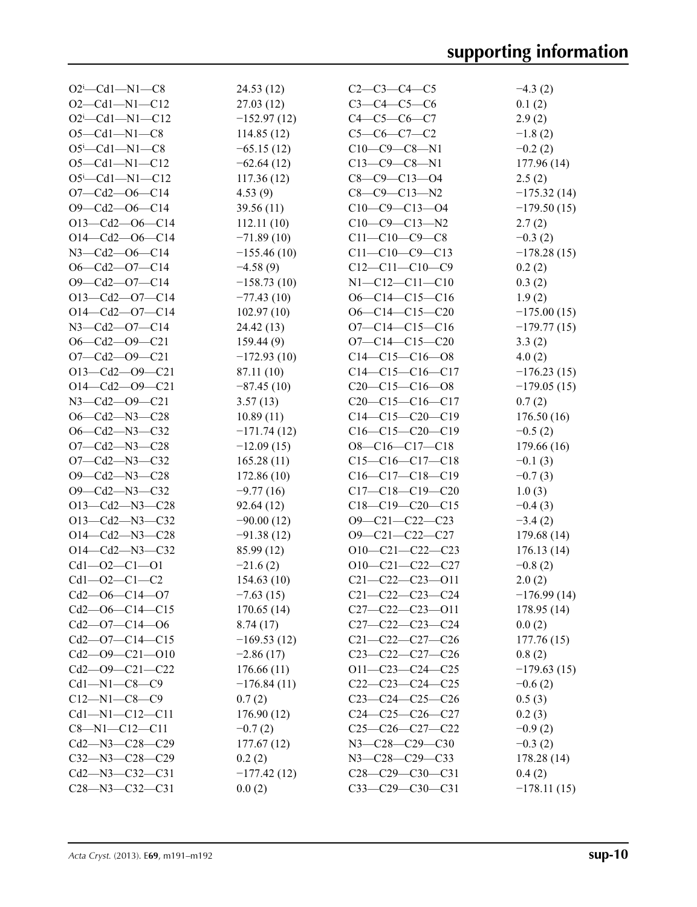| | | | |
|---|---|---|---|
| O2$^{i}$—Cd1—N1—C8 | 24.53 (12) | C2—C3—C4—C5 | −4.3 (2) |
| O2—Cd1—N1—C12 | 27.03 (12) | C3—C4—C5—C6 | 0.1 (2) |
| O2$^{i}$—Cd1—N1—C12 | −152.97 (12) | C4—C5—C6—C7 | 2.9 (2) |
| O5—Cd1—N1—C8 | 114.85 (12) | C5—C6—C7—C2 | −1.8 (2) |
| O5$^{i}$—Cd1—N1—C8 | −65.15 (12) | C10—C9—C8—N1 | −0.2 (2) |
| O5—Cd1—N1—C12 | −62.64 (12) | C13—C9—C8—N1 | 177.96 (14) |
| O5$^{i}$—Cd1—N1—C12 | 117.36 (12) | C8—C9—C13—O4 | 2.5 (2) |
| O7—Cd2—O6—C14 | 4.53 (9) | C8—C9—C13—N2 | −175.32 (14) |
| O9—Cd2—O6—C14 | 39.56 (11) | C10—C9—C13—O4 | −179.50 (15) |
| O13—Cd2—O6—C14 | 112.11 (10) | C10—C9—C13—N2 | 2.7 (2) |
| O14—Cd2—O6—C14 | −71.89 (10) | C11—C10—C9—C8 | −0.3 (2) |
| N3—Cd2—O6—C14 | −155.46 (10) | C11—C10—C9—C13 | −178.28 (15) |
| O6—Cd2—O7—C14 | −4.58 (9) | C12—C11—C10—C9 | 0.2 (2) |
| O9—Cd2—O7—C14 | −158.73 (10) | N1—C12—C11—C10 | 0.3 (2) |
| O13—Cd2—O7—C14 | −77.43 (10) | O6—C14—C15—C16 | 1.9 (2) |
| O14—Cd2—O7—C14 | 102.97 (10) | O6—C14—C15—C20 | −175.00 (15) |
| N3—Cd2—O7—C14 | 24.42 (13) | O7—C14—C15—C16 | −179.77 (15) |
| O6—Cd2—O9—C21 | 159.44 (9) | O7—C14—C15—C20 | 3.3 (2) |
| O7—Cd2—O9—C21 | −172.93 (10) | C14—C15—C16—O8 | 4.0 (2) |
| O13—Cd2—O9—C21 | 87.11 (10) | C14—C15—C16—C17 | −176.23 (15) |
| O14—Cd2—O9—C21 | −87.45 (10) | C20—C15—C16—O8 | −179.05 (15) |
| N3—Cd2—O9—C21 | 3.57 (13) | C20—C15—C16—C17 | 0.7 (2) |
| O6—Cd2—N3—C28 | 10.89 (11) | C14—C15—C20—C19 | 176.50 (16) |
| O6—Cd2—N3—C32 | −171.74 (12) | C16—C15—C20—C19 | −0.5 (2) |
| O7—Cd2—N3—C28 | −12.09 (15) | O8—C16—C17—C18 | 179.66 (16) |
| O7—Cd2—N3—C32 | 165.28 (11) | C15—C16—C17—C18 | −0.1 (3) |
| O9—Cd2—N3—C28 | 172.86 (10) | C16—C17—C18—C19 | −0.7 (3) |
| O9—Cd2—N3—C32 | −9.77 (16) | C17—C18—C19—C20 | 1.0 (3) |
| O13—Cd2—N3—C28 | 92.64 (12) | C18—C19—C20—C15 | −0.4 (3) |
| O13—Cd2—N3—C32 | −90.00 (12) | O9—C21—C22—C23 | −3.4 (2) |
| O14—Cd2—N3—C28 | −91.38 (12) | O9—C21—C22—C27 | 179.68 (14) |
| O14—Cd2—N3—C32 | 85.99 (12) | O10—C21—C22—C23 | 176.13 (14) |
| Cd1—O2—C1—O1 | −21.6 (2) | O10—C21—C22—C27 | −0.8 (2) |
| Cd1—O2—C1—C2 | 154.63 (10) | C21—C22—C23—O11 | 2.0 (2) |
| Cd2—O6—C14—O7 | −7.63 (15) | C21—C22—C23—C24 | −176.99 (14) |
| Cd2—O6—C14—C15 | 170.65 (14) | C27—C22—C23—O11 | 178.95 (14) |
| Cd2—O7—C14—O6 | 8.74 (17) | C27—C22—C23—C24 | 0.0 (2) |
| Cd2—O7—C14—C15 | −169.53 (12) | C21—C22—C27—C26 | 177.76 (15) |
| Cd2—O9—C21—O10 | −2.86 (17) | C23—C22—C27—C26 | 0.8 (2) |
| Cd2—O9—C21—C22 | 176.66 (11) | O11—C23—C24—C25 | −179.63 (15) |
| Cd1—N1—C8—C9 | −176.84 (11) | C22—C23—C24—C25 | −0.6 (2) |
| C12—N1—C8—C9 | 0.7 (2) | C23—C24—C25—C26 | 0.5 (3) |
| Cd1—N1—C12—C11 | 176.90 (12) | C24—C25—C26—C27 | 0.2 (3) |
| C8—N1—C12—C11 | −0.7 (2) | C25—C26—C27—C22 | −0.9 (2) |
| Cd2—N3—C28—C29 | 177.67 (12) | N3—C28—C29—C30 | −0.3 (2) |
| C32—N3—C28—C29 | 0.2 (2) | N3—C28—C29—C33 | 178.28 (14) |
| Cd2—N3—C32—C31 | −177.42 (12) | C28—C29—C30—C31 | 0.4 (2) |
| C28—N3—C32—C31 | 0.0 (2) | C33—C29—C30—C31 | −178.11 (15) |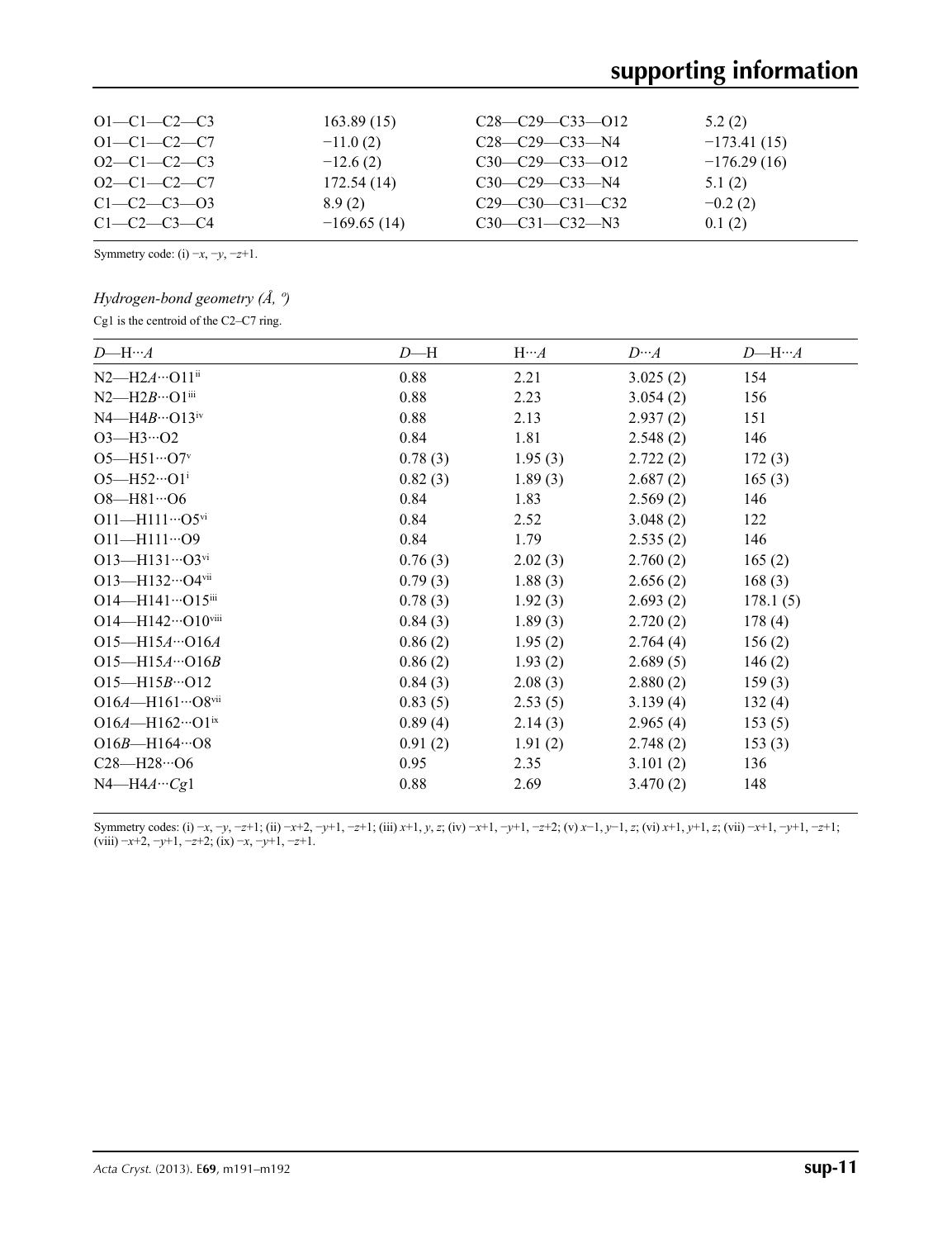| | | | |
|---|---|---|---|
| O1—C1—C2—C3 | 163.89 (15) | C28—C29—C33—O12 | 5.2 (2) |
| O1—C1—C2—C7 | −11.0 (2) | C28—C29—C33—N4 | −173.41 (15) |
| O2—C1—C2—C3 | −12.6 (2) | C30—C29—C33—O12 | −176.29 (16) |
| O2—C1—C2—C7 | 172.54 (14) | C30—C29—C33—N4 | 5.1 (2) |
| C1—C2—C3—O3 | 8.9 (2) | C29—C30—C31—C32 | −0.2 (2) |
| C1—C2—C3—C4 | −169.65 (14) | C30—C31—C32—N3 | 0.1 (2) |

Symmetry code: (i) $-x, -y, -z+1$.

### *Hydrogen-bond geometry (Å, º)*

Cg1 is the centroid of the C2–C7 ring.

| *D*—H···*A* | *D*—H | H···*A* | *D*···*A* | *D*—H···*A* |
|---|---|---|---|---|
| N2—H2*A*···O11[ii] | 0.88 | 2.21 | 3.025 (2) | 154 |
| N2—H2*B*···O1[iii] | 0.88 | 2.23 | 3.054 (2) | 156 |
| N4—H4*B*···O13[iv] | 0.88 | 2.13 | 2.937 (2) | 151 |
| O3—H3···O2 | 0.84 | 1.81 | 2.548 (2) | 146 |
| O5—H51···O7[v] | 0.78 (3) | 1.95 (3) | 2.722 (2) | 172 (3) |
| O5—H52···O1[i] | 0.82 (3) | 1.89 (3) | 2.687 (2) | 165 (3) |
| O8—H81···O6 | 0.84 | 1.83 | 2.569 (2) | 146 |
| O11—H111···O5[vi] | 0.84 | 2.52 | 3.048 (2) | 122 |
| O11—H111···O9 | 0.84 | 1.79 | 2.535 (2) | 146 |
| O13—H131···O3[vi] | 0.76 (3) | 2.02 (3) | 2.760 (2) | 165 (2) |
| O13—H132···O4[vii] | 0.79 (3) | 1.88 (3) | 2.656 (2) | 168 (3) |
| O14—H141···O15[iii] | 0.78 (3) | 1.92 (3) | 2.693 (2) | 178.1 (5) |
| O14—H142···O10[viii] | 0.84 (3) | 1.89 (3) | 2.720 (2) | 178 (4) |
| O15—H15*A*···O16*A* | 0.86 (2) | 1.95 (2) | 2.764 (4) | 156 (2) |
| O15—H15*A*···O16*B* | 0.86 (2) | 1.93 (2) | 2.689 (5) | 146 (2) |
| O15—H15*B*···O12 | 0.84 (3) | 2.08 (3) | 2.880 (2) | 159 (3) |
| O16*A*—H161···O8[vii] | 0.83 (5) | 2.53 (5) | 3.139 (4) | 132 (4) |
| O16*A*—H162···O1[ix] | 0.89 (4) | 2.14 (3) | 2.965 (4) | 153 (5) |
| O16*B*—H164···O8 | 0.91 (2) | 1.91 (2) | 2.748 (2) | 153 (3) |
| C28—H28···O6 | 0.95 | 2.35 | 3.101 (2) | 136 |
| N4—H4*A*···*Cg*1 | 0.88 | 2.69 | 3.470 (2) | 148 |

Symmetry codes: (i) $-x, -y, -z+1$; (ii) $-x+2, -y+1, -z+1$; (iii) $x+1, y, z$; (iv) $-x+1, -y+1, -z+2$; (v) $x-1, y-1, z$; (vi) $x+1, y+1, z$; (vii) $-x+1, -y+1, -z+1$; (viii) $-x+2, -y+1, -z+2$; (ix) $-x, -y+1, -z+1$.